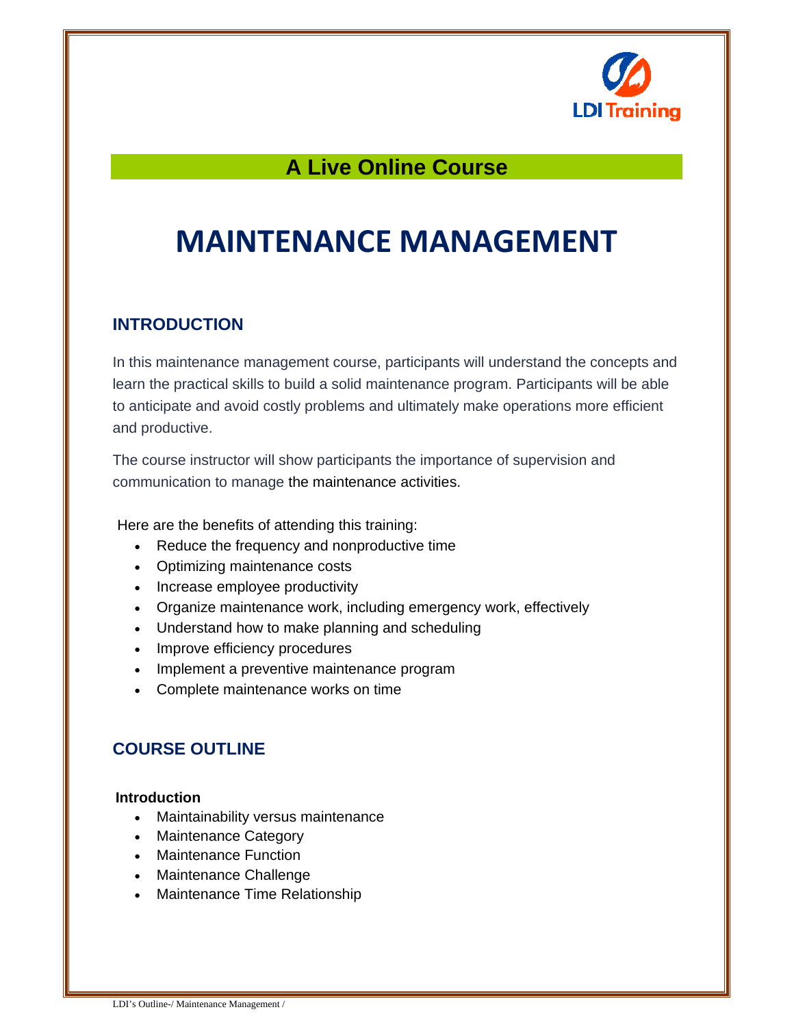A Live Online Course

# MAINTENANCE MANAGEMENT

## INTRODUCTION

In this maintenance management course, participants will understand the concepts and learn the practical skills to build a solid maintenance program. Participants will be able to anticipate and avoid costly problems and ultimately make operations more efficient and productive.

The course instructor will show participants the importance of supervision and communication to manage the maintenance activities.

Here are the benefits of attending this training:

- Reduce the frequency and nonproductive time
- Optimizing maintenance costs
- Increase employee productivity
- Organize maintenance work, including emergency work, effectively
- Understand how to make planning and scheduling
- Improve efficiency procedures
- Implement a preventive maintenance program
- Complete maintenance works on time

## COURSE OUTLINE

**Introduction**

- Maintainability versus maintenance
- Maintenance Category
- Maintenance Function
- Maintenance Challenge
- Maintenance Time Relationship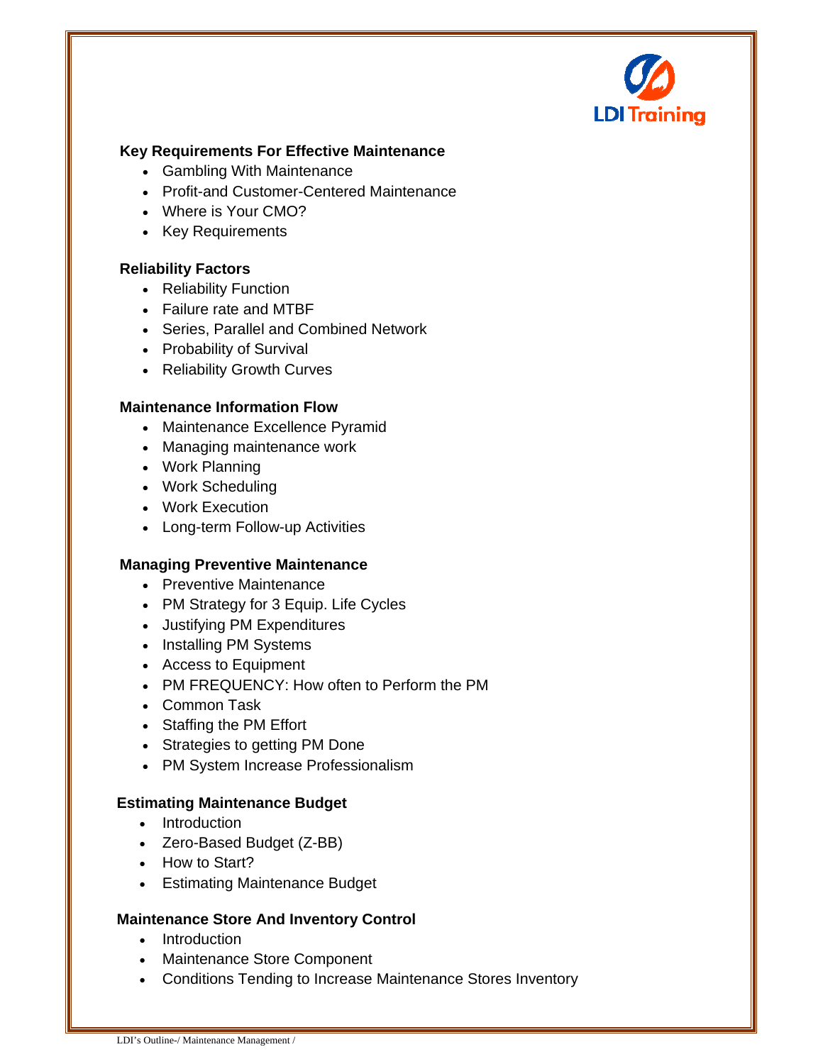**Key Requirements For Effective Maintenance**

- Gambling With Maintenance
- Profit-and Customer-Centered Maintenance
- Where is Your CMO?
- Key Requirements

**Reliability Factors**

- Reliability Function
- Failure rate and MTBF
- Series, Parallel and Combined Network
- Probability of Survival
- Reliability Growth Curves

**Maintenance Information Flow**

- Maintenance Excellence Pyramid
- Managing maintenance work
- Work Planning
- Work Scheduling
- Work Execution
- Long-term Follow-up Activities

**Managing Preventive Maintenance**

- Preventive Maintenance
- PM Strategy for 3 Equip. Life Cycles
- Justifying PM Expenditures
- Installing PM Systems
- Access to Equipment
- PM FREQUENCY: How often to Perform the PM
- Common Task
- Staffing the PM Effort
- Strategies to getting PM Done
- PM System Increase Professionalism

**Estimating Maintenance Budget**

- Introduction
- Zero-Based Budget (Z-BB)
- How to Start?
- Estimating Maintenance Budget

**Maintenance Store And Inventory Control**

- Introduction
- Maintenance Store Component
- Conditions Tending to Increase Maintenance Stores Inventory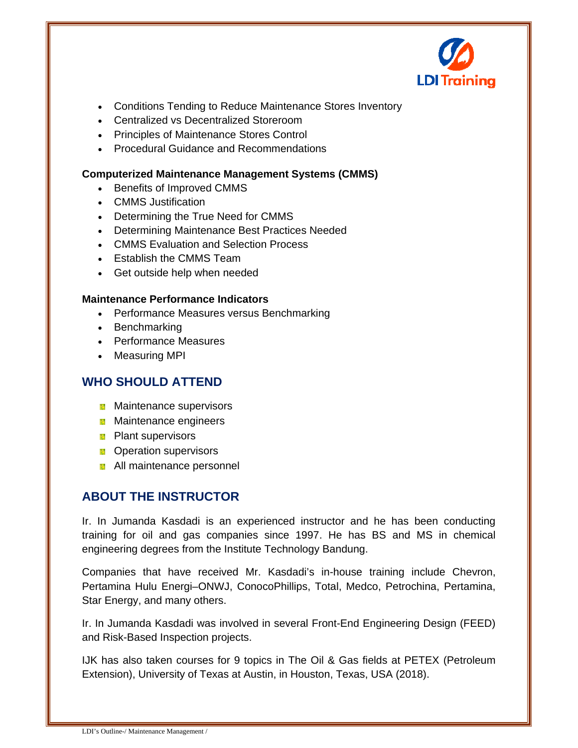- Conditions Tending to Reduce Maintenance Stores Inventory
- Centralized vs Decentralized Storeroom
- Principles of Maintenance Stores Control
- Procedural Guidance and Recommendations

**Computerized Maintenance Management Systems (CMMS)**

- Benefits of Improved CMMS
- CMMS Justification
- Determining the True Need for CMMS
- Determining Maintenance Best Practices Needed
- CMMS Evaluation and Selection Process
- Establish the CMMS Team
- Get outside help when needed

**Maintenance Performance Indicators**

- Performance Measures versus Benchmarking
- Benchmarking
- Performance Measures
- Measuring MPI

## WHO SHOULD ATTEND

- Maintenance supervisors
- Maintenance engineers
- Plant supervisors
- Operation supervisors
- All maintenance personnel

## ABOUT THE INSTRUCTOR

Ir. In Jumanda Kasdadi is an experienced instructor and he has been conducting training for oil and gas companies since 1997. He has BS and MS in chemical engineering degrees from the Institute Technology Bandung.

Companies that have received Mr. Kasdadi's in-house training include Chevron, Pertamina Hulu Energi–ONWJ, ConocoPhillips, Total, Medco, Petrochina, Pertamina, Star Energy, and many others.

Ir. In Jumanda Kasdadi was involved in several Front-End Engineering Design (FEED) and Risk-Based Inspection projects.

IJK has also taken courses for 9 topics in The Oil & Gas fields at PETEX (Petroleum Extension), University of Texas at Austin, in Houston, Texas, USA (2018).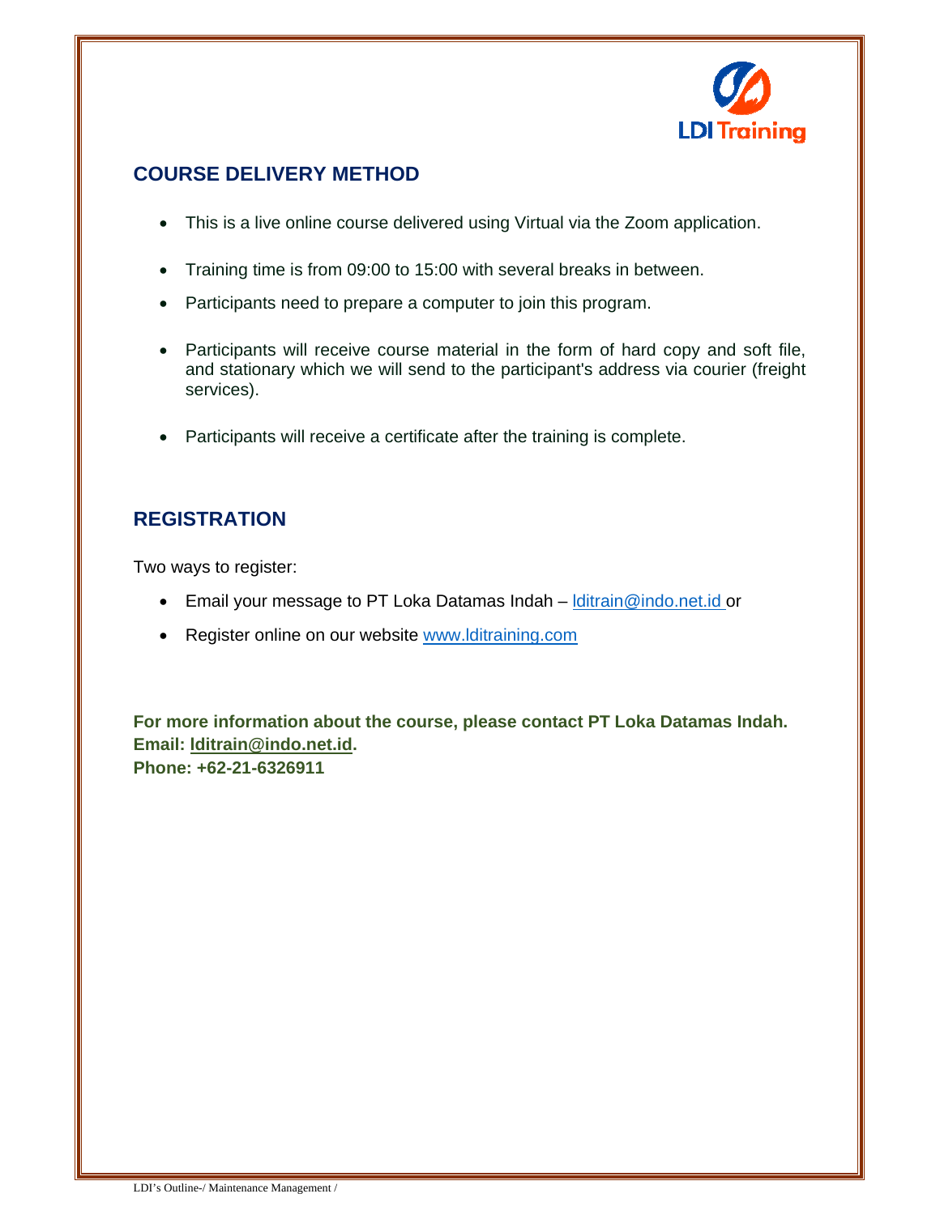## COURSE DELIVERY METHOD

- This is a live online course delivered using Virtual via the Zoom application.
- Training time is from 09:00 to 15:00 with several breaks in between.
- Participants need to prepare a computer to join this program.
- Participants will receive course material in the form of hard copy and soft file, and stationary which we will send to the participant's address via courier (freight services).
- Participants will receive a certificate after the training is complete.

## REGISTRATION

Two ways to register:

- Email your message to PT Loka Datamas Indah – lditrain@indo.net.id or
- Register online on our website www.lditraining.com

**For more information about the course, please contact PT Loka Datamas Indah.**
**Email: lditrain@indo.net.id.**
**Phone: +62-21-6326911**